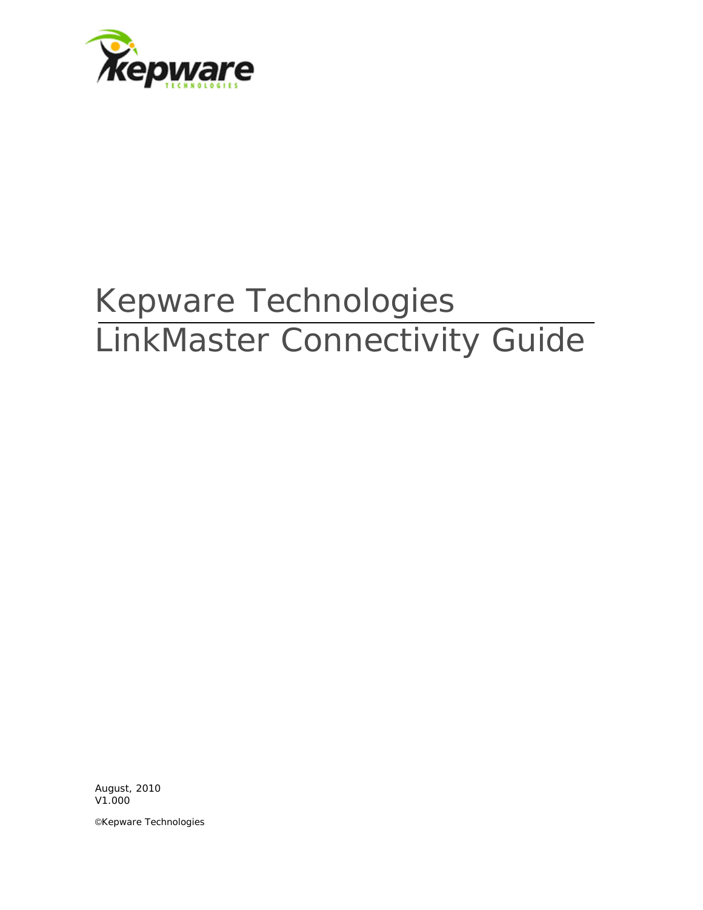# Kepware Technologies

# LinkMaster Connectivity Guide

August, 2010
V1.000

©Kepware Technologies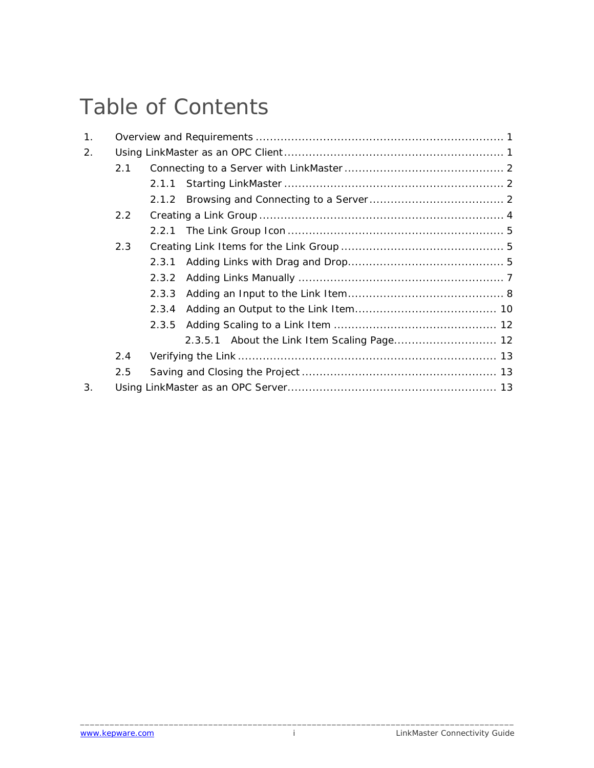# Table of Contents

1. Overview and Requirements ..................................................................... 1
2. Using LinkMaster as an OPC Client............................................................ 1
    - 2.1 Connecting to a Server with LinkMaster ............................................ 2
        - 2.1.1 Starting LinkMaster ............................................................ 2
        - 2.1.2 Browsing and Connecting to a Server..................................... 2
    - 2.2 Creating a Link Group .................................................................... 4
        - 2.2.1 The Link Group Icon ............................................................ 5
    - 2.3 Creating Link Items for the Link Group ............................................. 5
        - 2.3.1 Adding Links with Drag and Drop........................................... 5
        - 2.3.2 Adding Links Manually ......................................................... 7
        - 2.3.3 Adding an Input to the Link Item........................................... 8
        - 2.3.4 Adding an Output to the Link Item....................................... 10
        - 2.3.5 Adding Scaling to a Link Item ............................................ 12
            - 2.3.5.1 About the Link Item Scaling Page............................ 12
    - 2.4 Verifying the Link ....................................................................... 13
    - 2.5 Saving and Closing the Project ..................................................... 13
3. Using LinkMaster as an OPC Server.......................................................... 13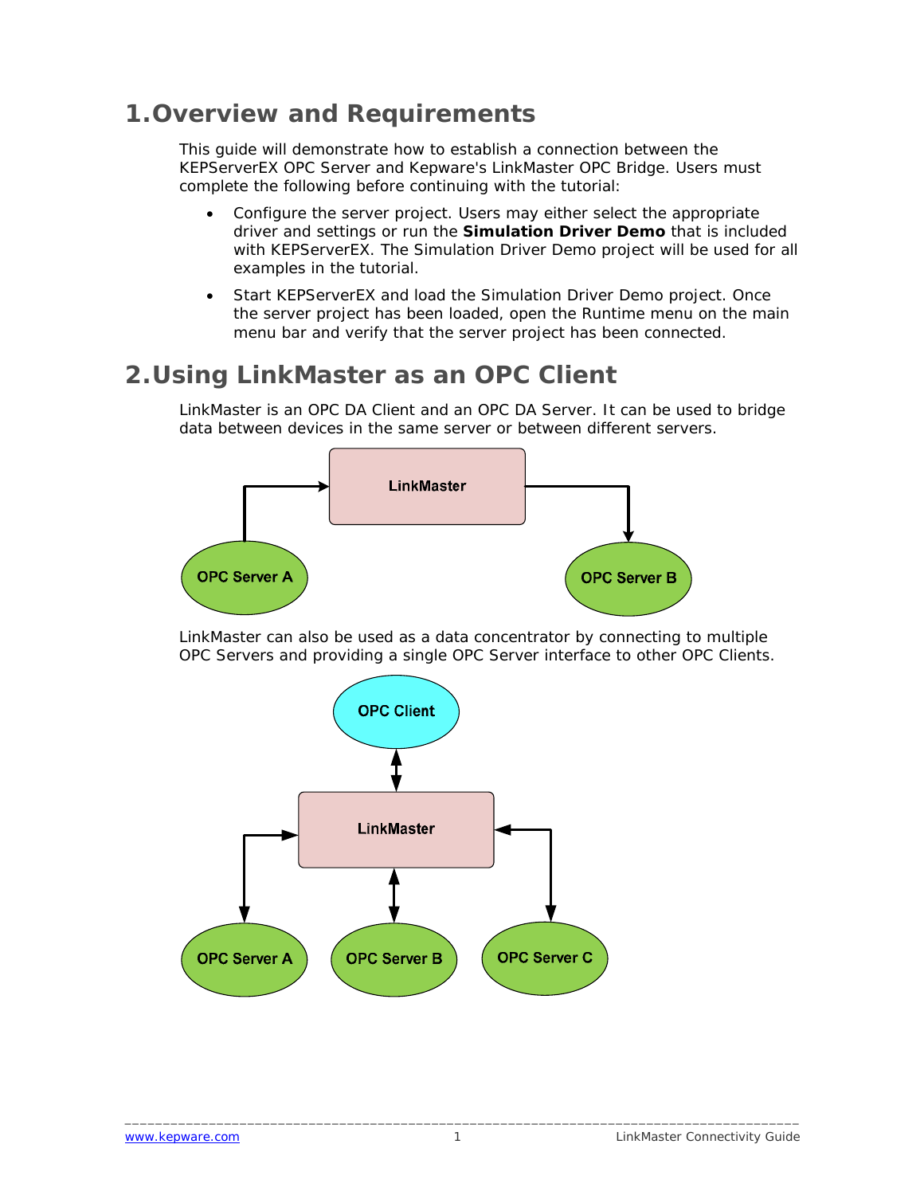# 1. Overview and Requirements

This guide will demonstrate how to establish a connection between the KEPServerEX OPC Server and Kepware's LinkMaster OPC Bridge. Users must complete the following before continuing with the tutorial:

- Configure the server project. Users may either select the appropriate driver and settings or run the **Simulation Driver Demo** that is included with KEPServerEX. The Simulation Driver Demo project will be used for all examples in the tutorial.
- Start KEPServerEX and load the Simulation Driver Demo project. Once the server project has been loaded, open the Runtime menu on the main menu bar and verify that the server project has been connected.

# 2. Using LinkMaster as an OPC Client

LinkMaster is an OPC DA Client and an OPC DA Server. It can be used to bridge data between devices in the same server or between different servers.

LinkMaster can also be used as a data concentrator by connecting to multiple OPC Servers and providing a single OPC Server interface to other OPC Clients.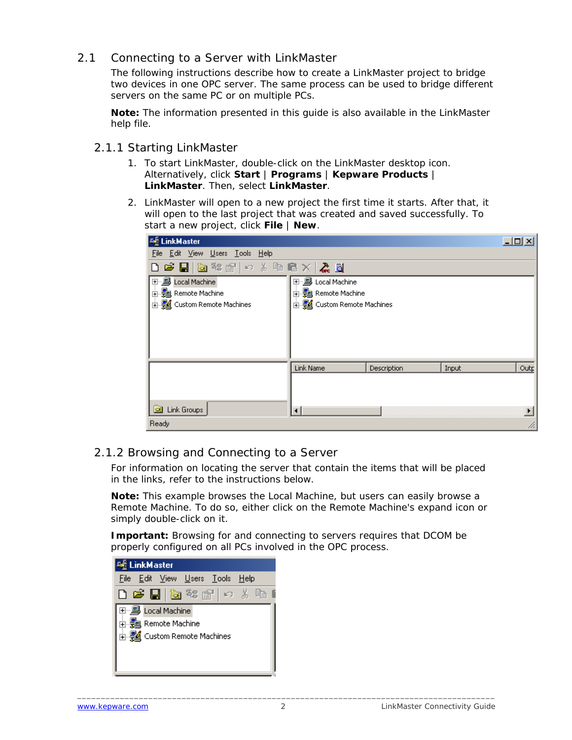## 2.1 Connecting to a Server with LinkMaster

The following instructions describe how to create a LinkMaster project to bridge two devices in one OPC server. The same process can be used to bridge different servers on the same PC or on multiple PCs.

**Note:** The information presented in this guide is also available in the LinkMaster help file.

### 2.1.1 Starting LinkMaster

1. To start LinkMaster, double-click on the LinkMaster desktop icon. Alternatively, click **Start** | **Programs** | **Kepware Products** | **LinkMaster**. Then, select **LinkMaster**.

2. LinkMaster will open to a new project the first time it starts. After that, it will open to the last project that was created and saved successfully. To start a new project, click **File** | **New**.

### 2.1.2 Browsing and Connecting to a Server

For information on locating the server that contain the items that will be placed in the links, refer to the instructions below.

**Note:** This example browses the Local Machine, but users can easily browse a Remote Machine. To do so, either click on the Remote Machine's expand icon or simply double-click on it.

**Important:** Browsing for and connecting to servers requires that DCOM be properly configured on all PCs involved in the OPC process.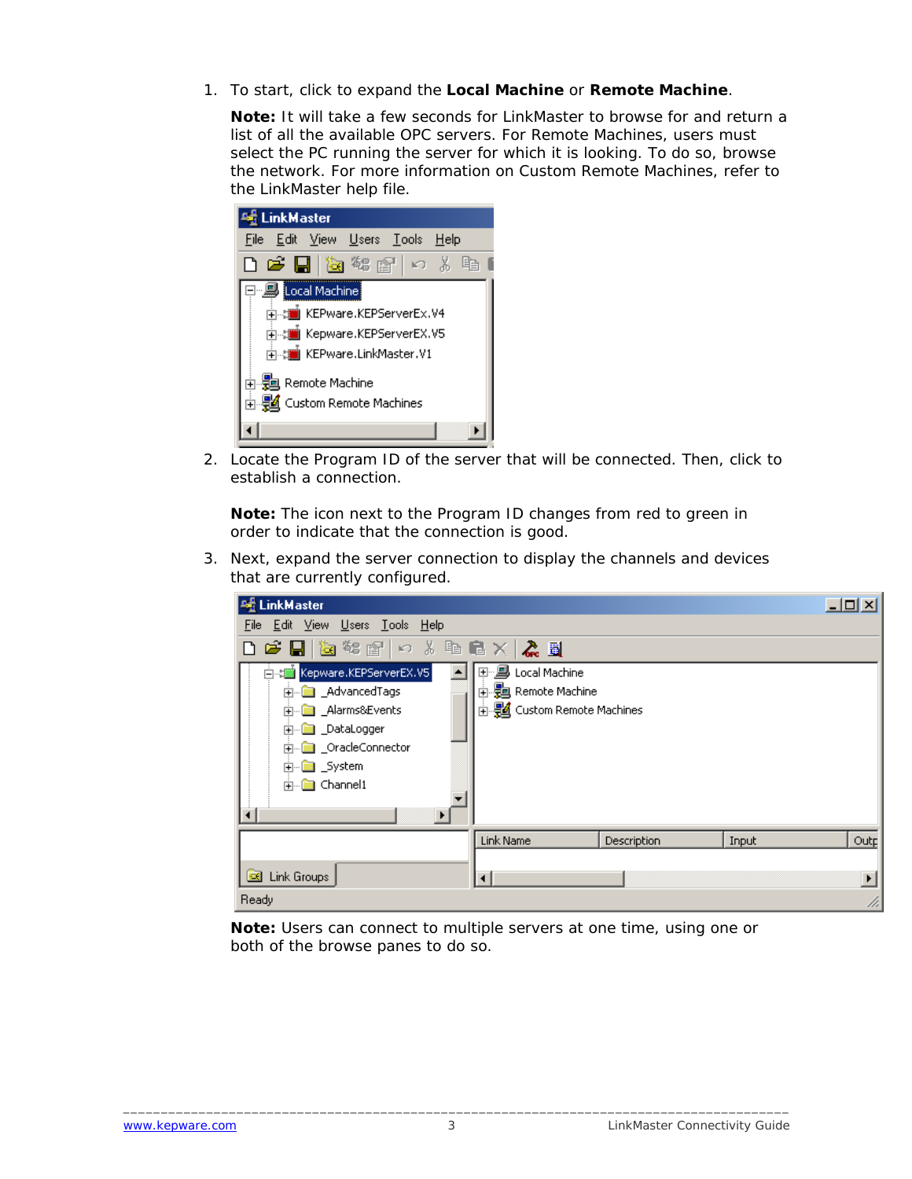1. To start, click to expand the **Local Machine** or **Remote Machine**.

   **Note:** It will take a few seconds for LinkMaster to browse for and return a list of all the available OPC servers. For Remote Machines, users must select the PC running the server for which it is looking. To do so, browse the network. For more information on Custom Remote Machines, refer to the LinkMaster help file.

2. Locate the Program ID of the server that will be connected. Then, click to establish a connection.

   **Note:** The icon next to the Program ID changes from red to green in order to indicate that the connection is good.

3. Next, expand the server connection to display the channels and devices that are currently configured.

   **Note:** Users can connect to multiple servers at one time, using one or both of the browse panes to do so.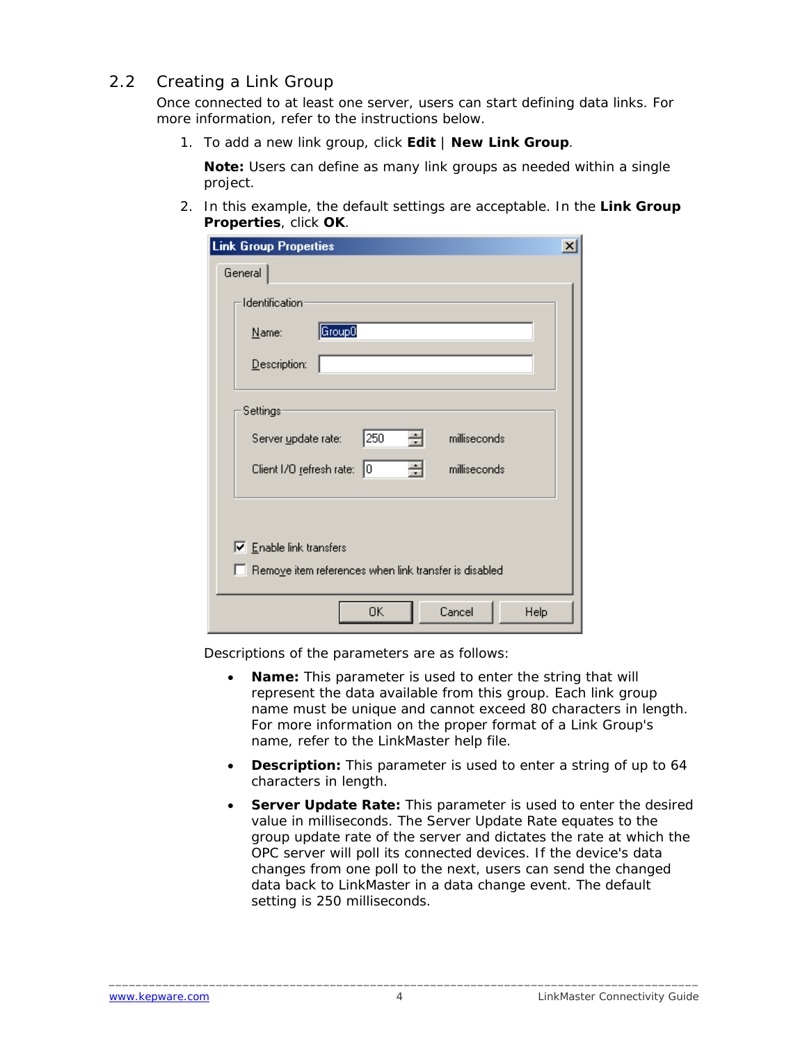## 2.2 Creating a Link Group

Once connected to at least one server, users can start defining data links. For more information, refer to the instructions below.

1. To add a new link group, click **Edit** | **New Link Group**.

   **Note:** Users can define as many link groups as needed within a single project.

2. In this example, the default settings are acceptable. In the **Link Group Properties**, click **OK**.

Descriptions of the parameters are as follows:

- **Name:** This parameter is used to enter the string that will represent the data available from this group. Each link group name must be unique and cannot exceed 80 characters in length. For more information on the proper format of a Link Group's name, refer to the LinkMaster help file.
- **Description:** This parameter is used to enter a string of up to 64 characters in length.
- **Server Update Rate:** This parameter is used to enter the desired value in milliseconds. The Server Update Rate equates to the group update rate of the server and dictates the rate at which the OPC server will poll its connected devices. If the device's data changes from one poll to the next, users can send the changed data back to LinkMaster in a data change event. The default setting is 250 milliseconds.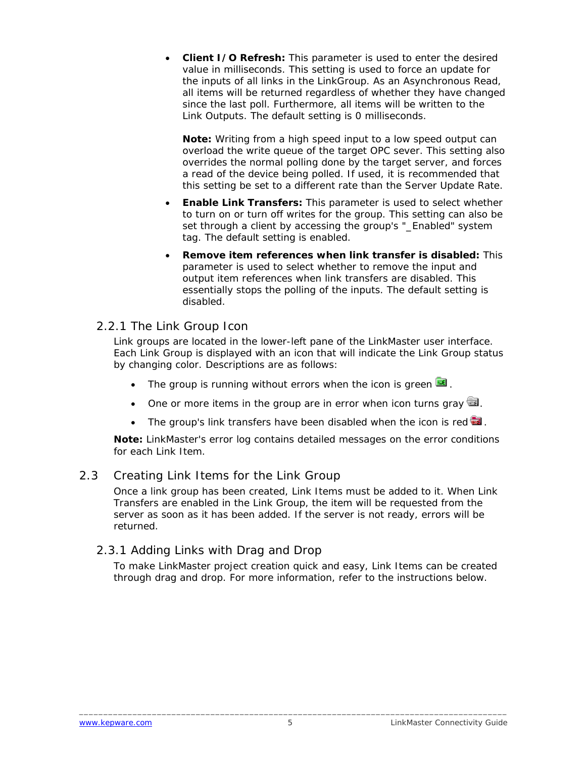- **Client I/O Refresh:** This parameter is used to enter the desired value in milliseconds. This setting is used to force an update for the inputs of all links in the LinkGroup. As an Asynchronous Read, all items will be returned regardless of whether they have changed since the last poll. Furthermore, all items will be written to the Link Outputs. The default setting is 0 milliseconds.

  **Note:** Writing from a high speed input to a low speed output can overload the write queue of the target OPC sever. This setting also overrides the normal polling done by the target server, and forces a read of the device being polled. If used, it is recommended that this setting be set to a different rate than the Server Update Rate.

- **Enable Link Transfers:** This parameter is used to select whether to turn on or turn off writes for the group. This setting can also be set through a client by accessing the group's "_Enabled" system tag. The default setting is enabled.

- **Remove item references when link transfer is disabled:** This parameter is used to select whether to remove the input and output item references when link transfers are disabled. This essentially stops the polling of the inputs. The default setting is disabled.

### 2.2.1 The Link Group Icon

Link groups are located in the lower-left pane of the LinkMaster user interface. Each Link Group is displayed with an icon that will indicate the Link Group status by changing color. Descriptions are as follows:

- The group is running without errors when the icon is green.
- One or more items in the group are in error when icon turns gray.
- The group's link transfers have been disabled when the icon is red.

**Note:** LinkMaster's error log contains detailed messages on the error conditions for each Link Item.

## 2.3 Creating Link Items for the Link Group

Once a link group has been created, Link Items must be added to it. When Link Transfers are enabled in the Link Group, the item will be requested from the server as soon as it has been added. If the server is not ready, errors will be returned.

### 2.3.1 Adding Links with Drag and Drop

To make LinkMaster project creation quick and easy, Link Items can be created through drag and drop. For more information, refer to the instructions below.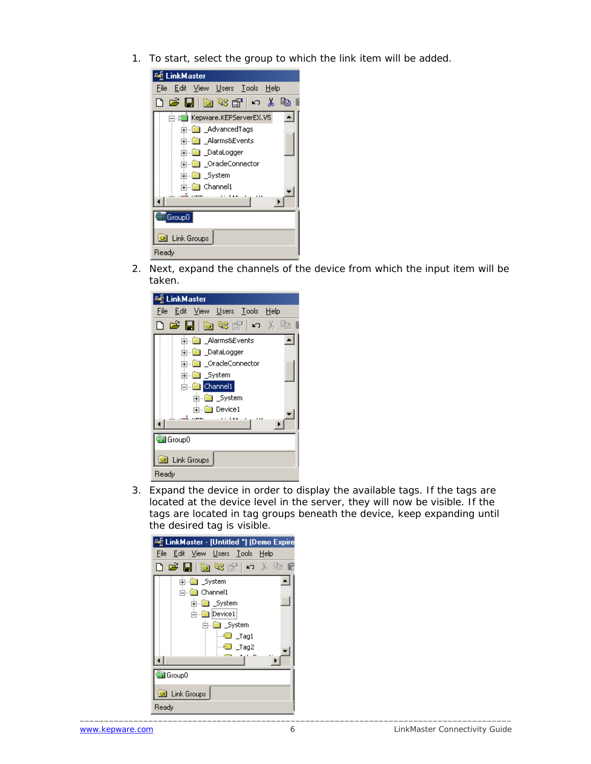1. To start, select the group to which the link item will be added.

2. Next, expand the channels of the device from which the input item will be taken.

3. Expand the device in order to display the available tags. If the tags are located at the device level in the server, they will now be visible. If the tags are located in tag groups beneath the device, keep expanding until the desired tag is visible.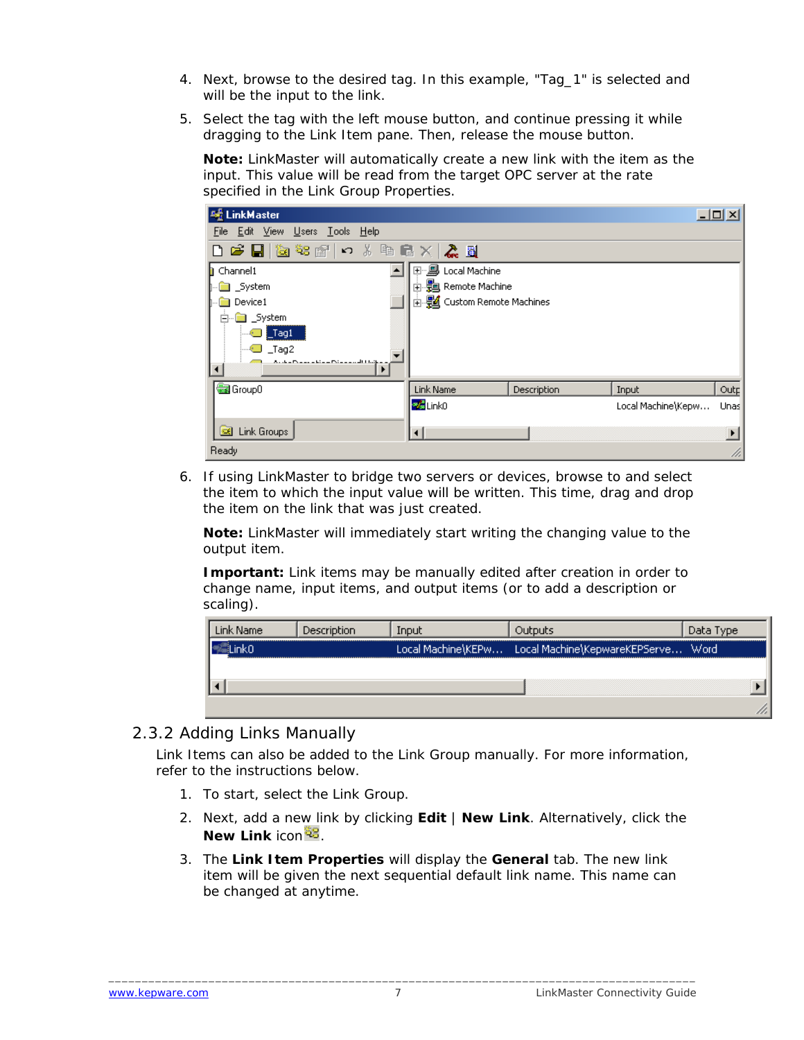4. Next, browse to the desired tag. In this example, "Tag_1" is selected and will be the input to the link.
5. Select the tag with the left mouse button, and continue pressing it while dragging to the Link Item pane. Then, release the mouse button.

   **Note:** LinkMaster will automatically create a new link with the item as the input. This value will be read from the target OPC server at the rate specified in the Link Group Properties.

6. If using LinkMaster to bridge two servers or devices, browse to and select the item to which the input value will be written. This time, drag and drop the item on the link that was just created.

   **Note:** LinkMaster will immediately start writing the changing value to the output item.

   **Important:** Link items may be manually edited after creation in order to change name, input items, and output items (or to add a description or scaling).

## 2.3.2 Adding Links Manually

Link Items can also be added to the Link Group manually. For more information, refer to the instructions below.

1. To start, select the Link Group.
2. Next, add a new link by clicking **Edit** | **New Link**. Alternatively, click the **New Link** icon.
3. The **Link Item Properties** will display the **General** tab. The new link item will be given the next sequential default link name. This name can be changed at anytime.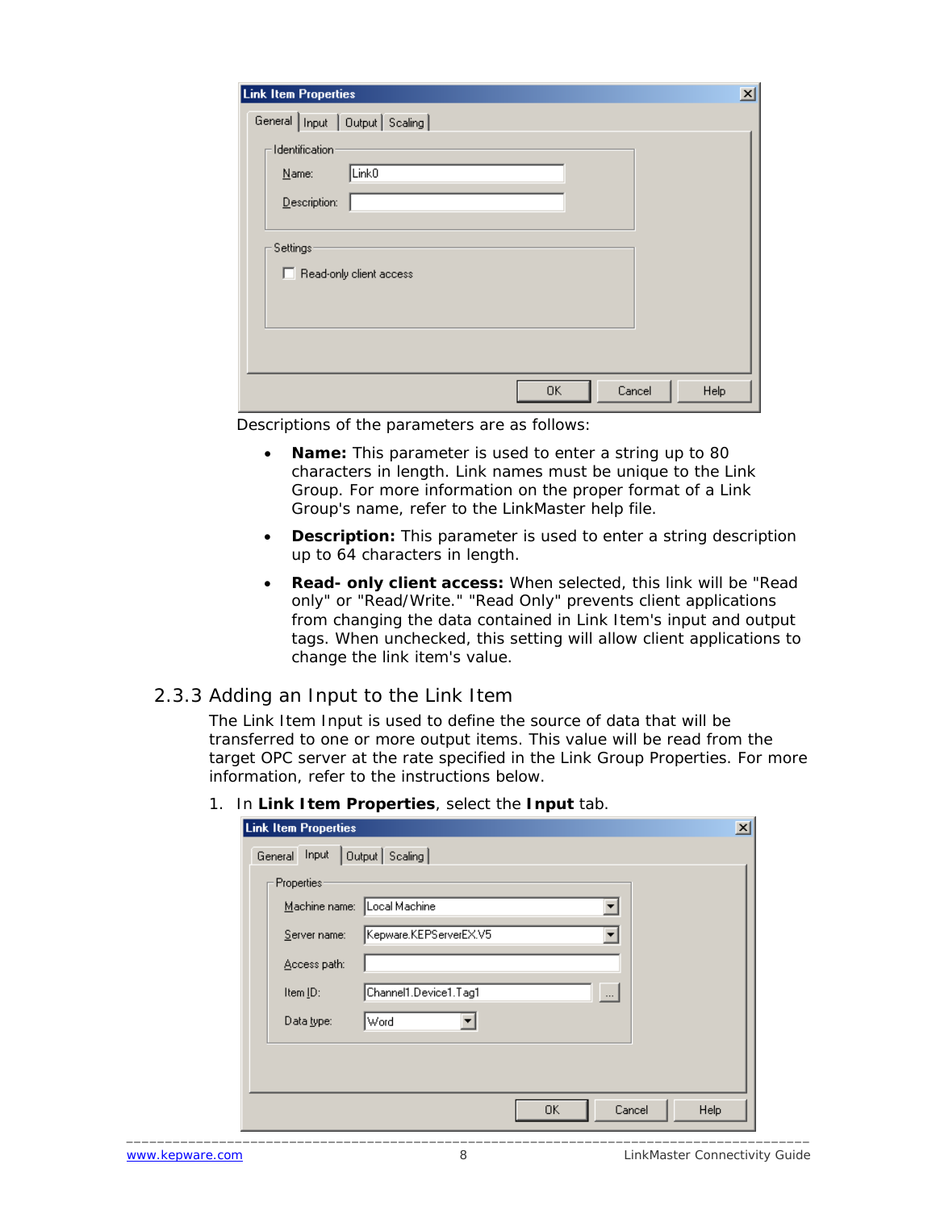Descriptions of the parameters are as follows:

- **Name:** This parameter is used to enter a string up to 80 characters in length. Link names must be unique to the Link Group. For more information on the proper format of a Link Group's name, refer to the LinkMaster help file.
- **Description:** This parameter is used to enter a string description up to 64 characters in length.
- **Read- only client access:** When selected, this link will be "Read only" or "Read/Write." "Read Only" prevents client applications from changing the data contained in Link Item's input and output tags. When unchecked, this setting will allow client applications to change the link item's value.

### 2.3.3 Adding an Input to the Link Item

The Link Item Input is used to define the source of data that will be transferred to one or more output items. This value will be read from the target OPC server at the rate specified in the Link Group Properties. For more information, refer to the instructions below.

1. In **Link Item Properties**, select the **Input** tab.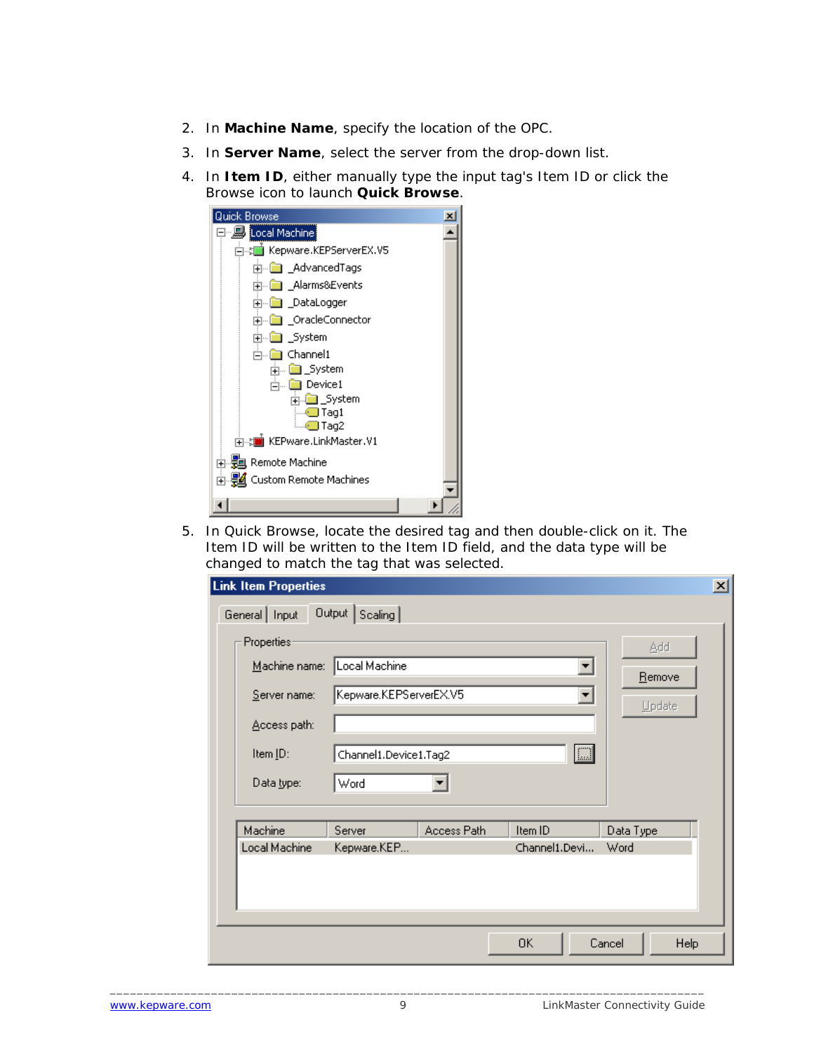2. In **Machine Name**, specify the location of the OPC.
3. In **Server Name**, select the server from the drop-down list.
4. In **Item ID**, either manually type the input tag's Item ID or click the Browse icon to launch **Quick Browse**.
5. In Quick Browse, locate the desired tag and then double-click on it. The Item ID will be written to the Item ID field, and the data type will be changed to match the tag that was selected.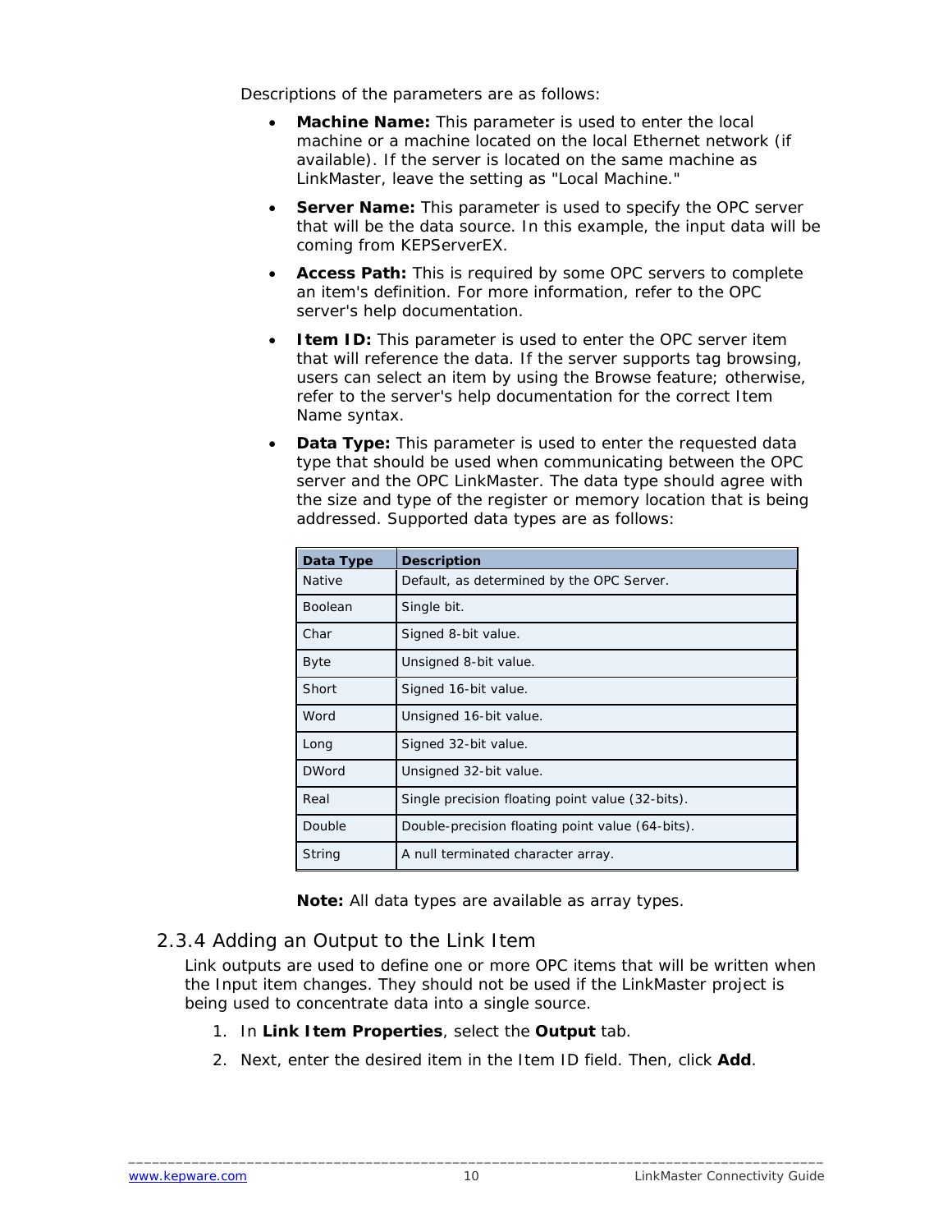Descriptions of the parameters are as follows:

- **Machine Name:** This parameter is used to enter the local machine or a machine located on the local Ethernet network (if available). If the server is located on the same machine as LinkMaster, leave the setting as "Local Machine."
- **Server Name:** This parameter is used to specify the OPC server that will be the data source. In this example, the input data will be coming from KEPServerEX.
- **Access Path:** This is required by some OPC servers to complete an item's definition. For more information, refer to the OPC server's help documentation.
- **Item ID:** This parameter is used to enter the OPC server item that will reference the data. If the server supports tag browsing, users can select an item by using the Browse feature; otherwise, refer to the server's help documentation for the correct Item Name syntax.
- **Data Type:** This parameter is used to enter the requested data type that should be used when communicating between the OPC server and the OPC LinkMaster. The data type should agree with the size and type of the register or memory location that is being addressed. Supported data types are as follows:

| Data Type | Description |
|---|---|
| Native | Default, as determined by the OPC Server. |
| Boolean | Single bit. |
| Char | Signed 8-bit value. |
| Byte | Unsigned 8-bit value. |
| Short | Signed 16-bit value. |
| Word | Unsigned 16-bit value. |
| Long | Signed 32-bit value. |
| DWord | Unsigned 32-bit value. |
| Real | Single precision floating point value (32-bits). |
| Double | Double-precision floating point value (64-bits). |
| String | A null terminated character array. |

**Note:** All data types are available as array types.

### 2.3.4 Adding an Output to the Link Item

Link outputs are used to define one or more OPC items that will be written when the Input item changes. They should not be used if the LinkMaster project is being used to concentrate data into a single source.

1. In **Link Item Properties**, select the **Output** tab.
2. Next, enter the desired item in the Item ID field. Then, click **Add**.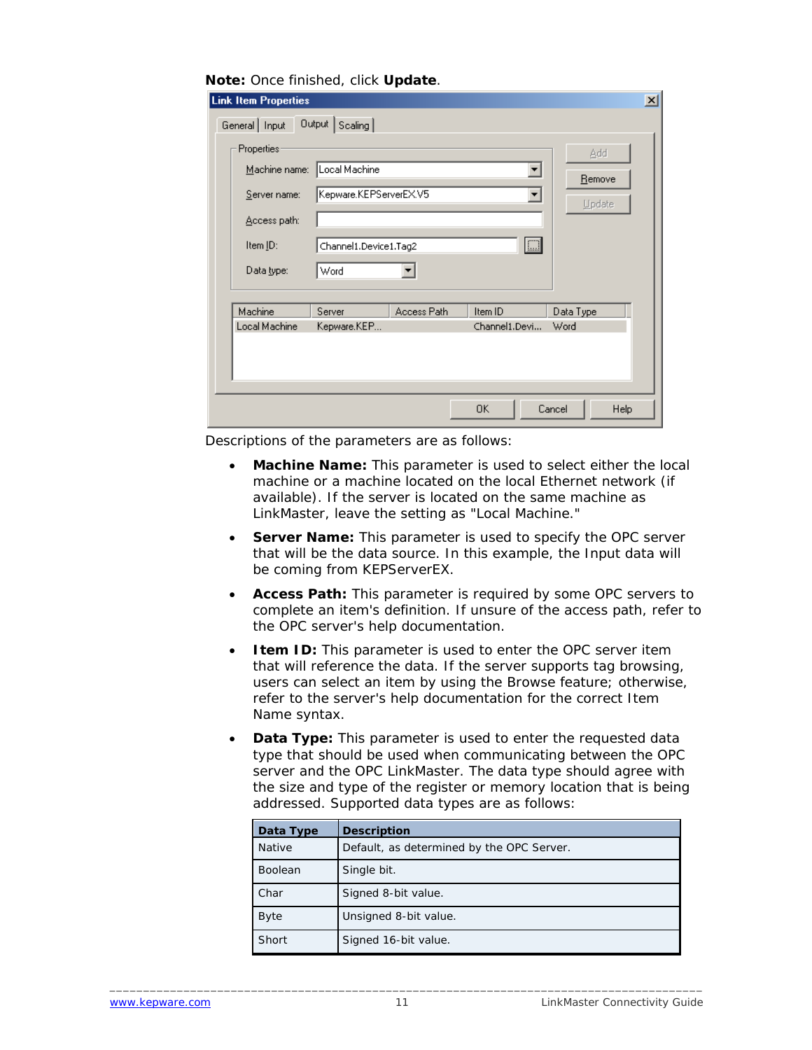**Note:** Once finished, click **Update**.

Descriptions of the parameters are as follows:

- **Machine Name:** This parameter is used to select either the local machine or a machine located on the local Ethernet network (if available). If the server is located on the same machine as LinkMaster, leave the setting as "Local Machine."
- **Server Name:** This parameter is used to specify the OPC server that will be the data source. In this example, the Input data will be coming from KEPServerEX.
- **Access Path:** This parameter is required by some OPC servers to complete an item's definition. If unsure of the access path, refer to the OPC server's help documentation.
- **Item ID:** This parameter is used to enter the OPC server item that will reference the data. If the server supports tag browsing, users can select an item by using the Browse feature; otherwise, refer to the server's help documentation for the correct Item Name syntax.
- **Data Type:** This parameter is used to enter the requested data type that should be used when communicating between the OPC server and the OPC LinkMaster. The data type should agree with the size and type of the register or memory location that is being addressed. Supported data types are as follows:

| Data Type | Description |
| --- | --- |
| Native | Default, as determined by the OPC Server. |
| Boolean | Single bit. |
| Char | Signed 8-bit value. |
| Byte | Unsigned 8-bit value. |
| Short | Signed 16-bit value. |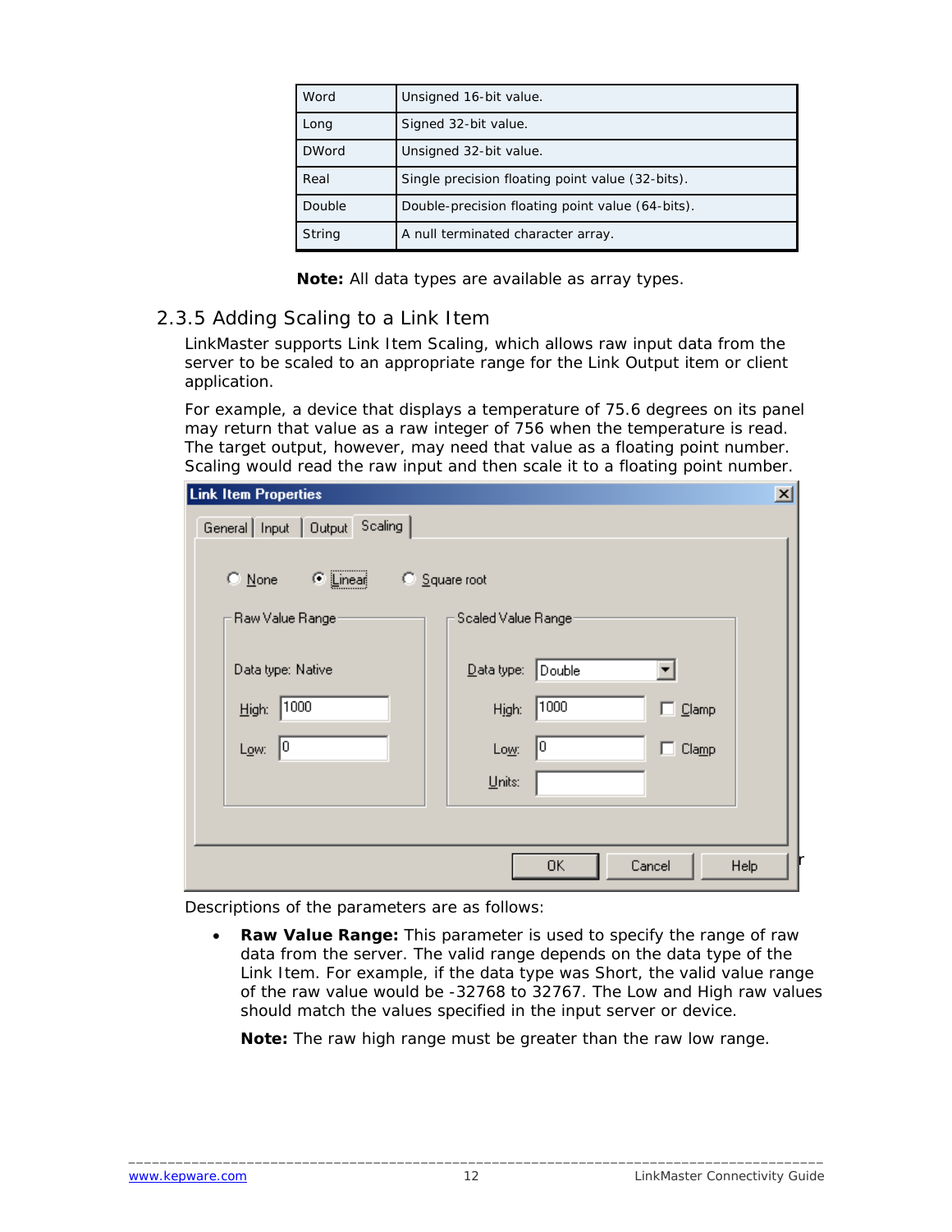| Word | Unsigned 16-bit value. |
|---|---|
| Long | Signed 32-bit value. |
| DWord | Unsigned 32-bit value. |
| Real | Single precision floating point value (32-bits). |
| Double | Double-precision floating point value (64-bits). |
| String | A null terminated character array. |

**Note:** All data types are available as array types.

## 2.3.5 Adding Scaling to a Link Item

LinkMaster supports Link Item Scaling, which allows raw input data from the server to be scaled to an appropriate range for the Link Output item or client application.

For example, a device that displays a temperature of 75.6 degrees on its panel may return that value as a raw integer of 756 when the temperature is read. The target output, however, may need that value as a floating point number. Scaling would read the raw input and then scale it to a floating point number.

Descriptions of the parameters are as follows:

- **Raw Value Range:** This parameter is used to specify the range of raw data from the server. The valid range depends on the data type of the Link Item. For example, if the data type was Short, the valid value range of the raw value would be -32768 to 32767. The Low and High raw values should match the values specified in the input server or device.

  **Note:** The raw high range must be greater than the raw low range.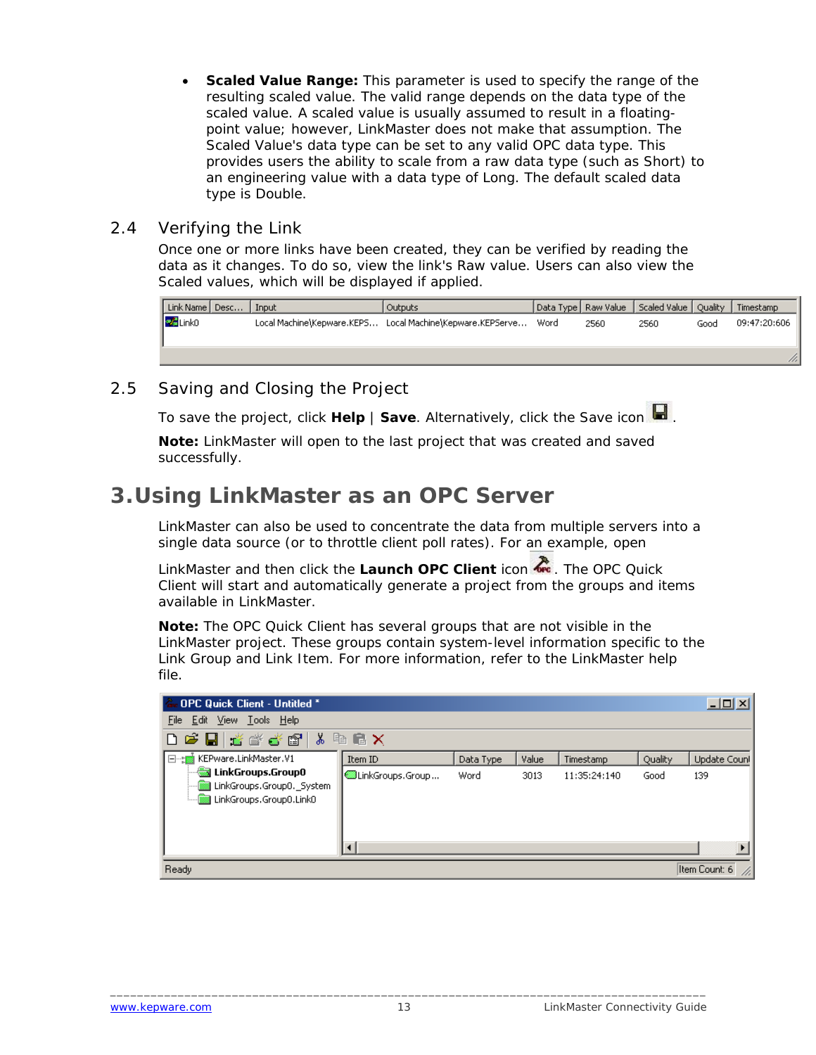- **Scaled Value Range:** This parameter is used to specify the range of the resulting scaled value. The valid range depends on the data type of the scaled value. A scaled value is usually assumed to result in a floating-point value; however, LinkMaster does not make that assumption. The Scaled Value's data type can be set to any valid OPC data type. This provides users the ability to scale from a raw data type (such as Short) to an engineering value with a data type of Long. The default scaled data type is Double.

## 2.4 Verifying the Link

Once one or more links have been created, they can be verified by reading the data as it changes. To do so, view the link's Raw value. Users can also view the Scaled values, which will be displayed if applied.

| Link Name | Desc... | Input | Outputs | Data Type | Raw Value | Scaled Value | Quality | Timestamp |
|---|---|---|---|---|---|---|---|---|
| Link0 | | Local Machine\Kepware.KEPS... | Local Machine\Kepware.KEPServe... | Word | 2560 | 2560 | Good | 09:47:20:606 |

## 2.5 Saving and Closing the Project

To save the project, click **Help** | **Save**. Alternatively, click the Save icon .

**Note:** LinkMaster will open to the last project that was created and saved successfully.

# 3. Using LinkMaster as an OPC Server

LinkMaster can also be used to concentrate the data from multiple servers into a single data source (or to throttle client poll rates). For an example, open LinkMaster and then click the **Launch OPC Client** icon . The OPC Quick Client will start and automatically generate a project from the groups and items available in LinkMaster.

**Note:** The OPC Quick Client has several groups that are not visible in the LinkMaster project. These groups contain system-level information specific to the Link Group and Link Item. For more information, refer to the LinkMaster help file.

OPC Quick Client - Untitled *

File Edit View Tools Help

KEPware.LinkMaster.V1
LinkGroups.Group0
LinkGroups.Group0._System
LinkGroups.Group0.Link0

| Item ID | Data Type | Value | Timestamp | Quality | Update Count |
|---|---|---|---|---|---|
| LinkGroups.Group... | Word | 3013 | 11:35:24:140 | Good | 139 |

Ready
Item Count: 6